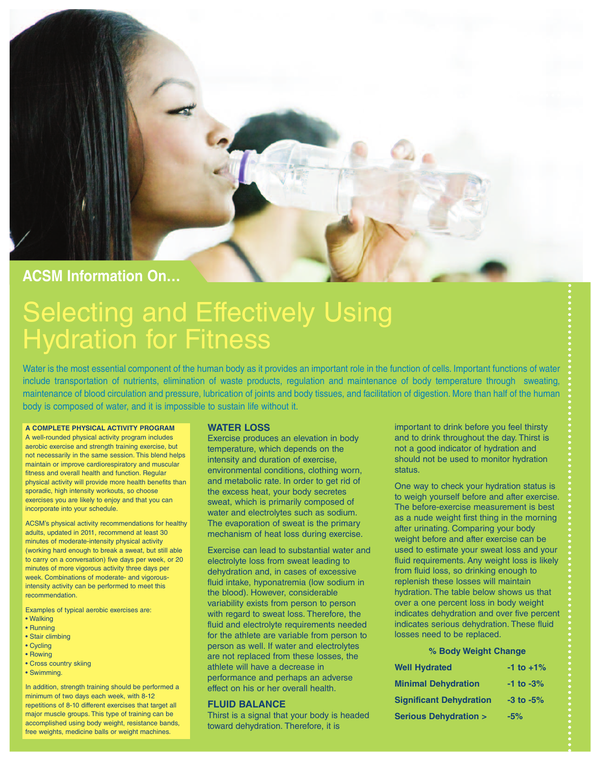ACSM Information On...

# Selecting and Effectively Using Hydration for Fitness

Water is the most essential component of the human body as it provides an important role in the function of cells. Important functions of water include transportation of nutrients, elimination of waste products, regulation and maintenance of body temperature through sweating, maintenance of blood circulation and pressure, lubrication of joints and body tissues, and facilitation of digestion. More than half of the human body is composed of water, and it is impossible to sustain life without it.

### A COMPLETE PHYSICAL ACTIVITY PROGRAM

A well-rounded physical activity program includes aerobic exercise and strength training exercise, but not necessarily in the same session. This blend helps maintain or improve cardiorespiratory and muscular fitness and overall health and function. Regular physical activity will provide more health benefits than sporadic, high intensity workouts, so choose exercises you are likely to enjoy and that you can incorporate into your schedule.

ACSM's physical activity recommendations for healthy adults, updated in 2011, recommend at least 30 minutes of moderate-intensity physical activity (working hard enough to break a sweat, but still able to carry on a conversation) five days per week, or 20 minutes of more vigorous activity three days per week. Combinations of moderate- and vigorous-intensity activity can be performed to meet this recommendation.

Examples of typical aerobic exercises are:

- Walking
- Running
- Stair climbing
- Cycling
- Rowing
- Cross country skiing
- Swimming.

In addition, strength training should be performed a minimum of two days each week, with 8-12 repetitions of 8-10 different exercises that target all major muscle groups. This type of training can be accomplished using body weight, resistance bands, free weights, medicine balls or weight machines.

## WATER LOSS

Exercise produces an elevation in body temperature, which depends on the intensity and duration of exercise, environmental conditions, clothing worn, and metabolic rate. In order to get rid of the excess heat, your body secretes sweat, which is primarily composed of water and electrolytes such as sodium. The evaporation of sweat is the primary mechanism of heat loss during exercise.

Exercise can lead to substantial water and electrolyte loss from sweat leading to dehydration and, in cases of excessive fluid intake, hyponatremia (low sodium in the blood). However, considerable variability exists from person to person with regard to sweat loss. Therefore, the fluid and electrolyte requirements needed for the athlete are variable from person to person as well. If water and electrolytes are not replaced from these losses, the athlete will have a decrease in performance and perhaps an adverse effect on his or her overall health.

## FLUID BALANCE

Thirst is a signal that your body is headed toward dehydration. Therefore, it is important to drink before you feel thirsty and to drink throughout the day. Thirst is not a good indicator of hydration and should not be used to monitor hydration status.

One way to check your hydration status is to weigh yourself before and after exercise. The before-exercise measurement is best as a nude weight first thing in the morning after urinating. Comparing your body weight before and after exercise can be used to estimate your sweat loss and your fluid requirements. Any weight loss is likely from fluid loss, so drinking enough to replenish these losses will maintain hydration. The table below shows us that over a one percent loss in body weight indicates dehydration and over five percent indicates serious dehydration. These fluid losses need to be replaced.

| | % Body Weight Change |
|---|---|
| **Well Hydrated** | **-1 to +1%** |
| **Minimal Dehydration** | **-1 to -3%** |
| **Significant Dehydration** | **-3 to -5%** |
| **Serious Dehydration >** | **-5%** |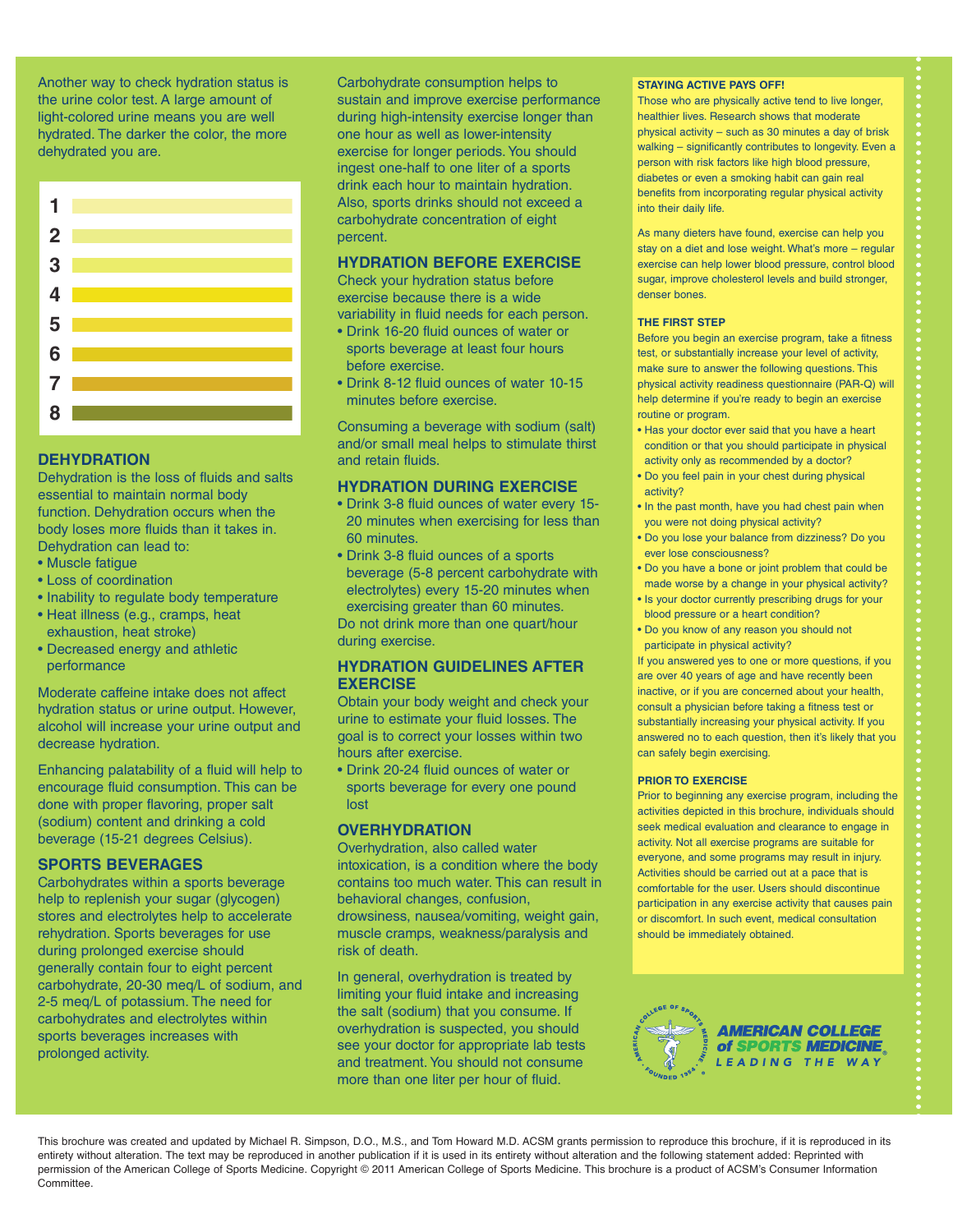Another way to check hydration status is the urine color test. A large amount of light-colored urine means you are well hydrated. The darker the color, the more dehydrated you are.

1
2
3
4
5
6
7
8

## DEHYDRATION

Dehydration is the loss of fluids and salts essential to maintain normal body function. Dehydration occurs when the body loses more fluids than it takes in. Dehydration can lead to:

- Muscle fatigue
- Loss of coordination
- Inability to regulate body temperature
- Heat illness (e.g., cramps, heat exhaustion, heat stroke)
- Decreased energy and athletic performance

Moderate caffeine intake does not affect hydration status or urine output. However, alcohol will increase your urine output and decrease hydration.

Enhancing palatability of a fluid will help to encourage fluid consumption. This can be done with proper flavoring, proper salt (sodium) content and drinking a cold beverage (15-21 degrees Celsius).

## SPORTS BEVERAGES

Carbohydrates within a sports beverage help to replenish your sugar (glycogen) stores and electrolytes help to accelerate rehydration. Sports beverages for use during prolonged exercise should generally contain four to eight percent carbohydrate, 20-30 meq/L of sodium, and 2-5 meq/L of potassium. The need for carbohydrates and electrolytes within sports beverages increases with prolonged activity.

Carbohydrate consumption helps to sustain and improve exercise performance during high-intensity exercise longer than one hour as well as lower-intensity exercise for longer periods. You should ingest one-half to one liter of a sports drink each hour to maintain hydration. Also, sports drinks should not exceed a carbohydrate concentration of eight percent.

## HYDRATION BEFORE EXERCISE

Check your hydration status before exercise because there is a wide variability in fluid needs for each person.

- Drink 16-20 fluid ounces of water or sports beverage at least four hours before exercise.
- Drink 8-12 fluid ounces of water 10-15 minutes before exercise.

Consuming a beverage with sodium (salt) and/or small meal helps to stimulate thirst and retain fluids.

## HYDRATION DURING EXERCISE

- Drink 3-8 fluid ounces of water every 15-20 minutes when exercising for less than 60 minutes.
- Drink 3-8 fluid ounces of a sports beverage (5-8 percent carbohydrate with electrolytes) every 15-20 minutes when exercising greater than 60 minutes.

Do not drink more than one quart/hour during exercise.

## HYDRATION GUIDELINES AFTER EXERCISE

Obtain your body weight and check your urine to estimate your fluid losses. The goal is to correct your losses within two hours after exercise.

- Drink 20-24 fluid ounces of water or sports beverage for every one pound lost

## OVERHYDRATION

Overhydration, also called water intoxication, is a condition where the body contains too much water. This can result in behavioral changes, confusion, drowsiness, nausea/vomiting, weight gain, muscle cramps, weakness/paralysis and risk of death.

In general, overhydration is treated by limiting your fluid intake and increasing the salt (sodium) that you consume. If overhydration is suspected, you should see your doctor for appropriate lab tests and treatment. You should not consume more than one liter per hour of fluid.

### STAYING ACTIVE PAYS OFF!

Those who are physically active tend to live longer, healthier lives. Research shows that moderate physical activity – such as 30 minutes a day of brisk walking – significantly contributes to longevity. Even a person with risk factors like high blood pressure, diabetes or even a smoking habit can gain real benefits from incorporating regular physical activity into their daily life.

As many dieters have found, exercise can help you stay on a diet and lose weight. What's more – regular exercise can help lower blood pressure, control blood sugar, improve cholesterol levels and build stronger, denser bones.

### THE FIRST STEP

Before you begin an exercise program, take a fitness test, or substantially increase your level of activity, make sure to answer the following questions. This physical activity readiness questionnaire (PAR-Q) will help determine if you're ready to begin an exercise routine or program.

- Has your doctor ever said that you have a heart condition or that you should participate in physical activity only as recommended by a doctor?
- Do you feel pain in your chest during physical activity?
- In the past month, have you had chest pain when you were not doing physical activity?
- Do you lose your balance from dizziness? Do you ever lose consciousness?
- Do you have a bone or joint problem that could be made worse by a change in your physical activity?
- Is your doctor currently prescribing drugs for your blood pressure or a heart condition?
- Do you know of any reason you should not participate in physical activity?

If you answered yes to one or more questions, if you are over 40 years of age and have recently been inactive, or if you are concerned about your health, consult a physician before taking a fitness test or substantially increasing your physical activity. If you answered no to each question, then it's likely that you can safely begin exercising.

### PRIOR TO EXERCISE

Prior to beginning any exercise program, including the activities depicted in this brochure, individuals should seek medical evaluation and clearance to engage in activity. Not all exercise programs are suitable for everyone, and some programs may result in injury. Activities should be carried out at a pace that is comfortable for the user. Users should discontinue participation in any exercise activity that causes pain or discomfort. In such event, medical consultation should be immediately obtained.

AMERICAN COLLEGE of SPORTS MEDICINE®
LEADING THE WAY

This brochure was created and updated by Michael R. Simpson, D.O., M.S., and Tom Howard M.D. ACSM grants permission to reproduce this brochure, if it is reproduced in its entirety without alteration. The text may be reproduced in another publication if it is used in its entirety without alteration and the following statement added: Reprinted with permission of the American College of Sports Medicine. Copyright © 2011 American College of Sports Medicine. This brochure is a product of ACSM's Consumer Information Committee.